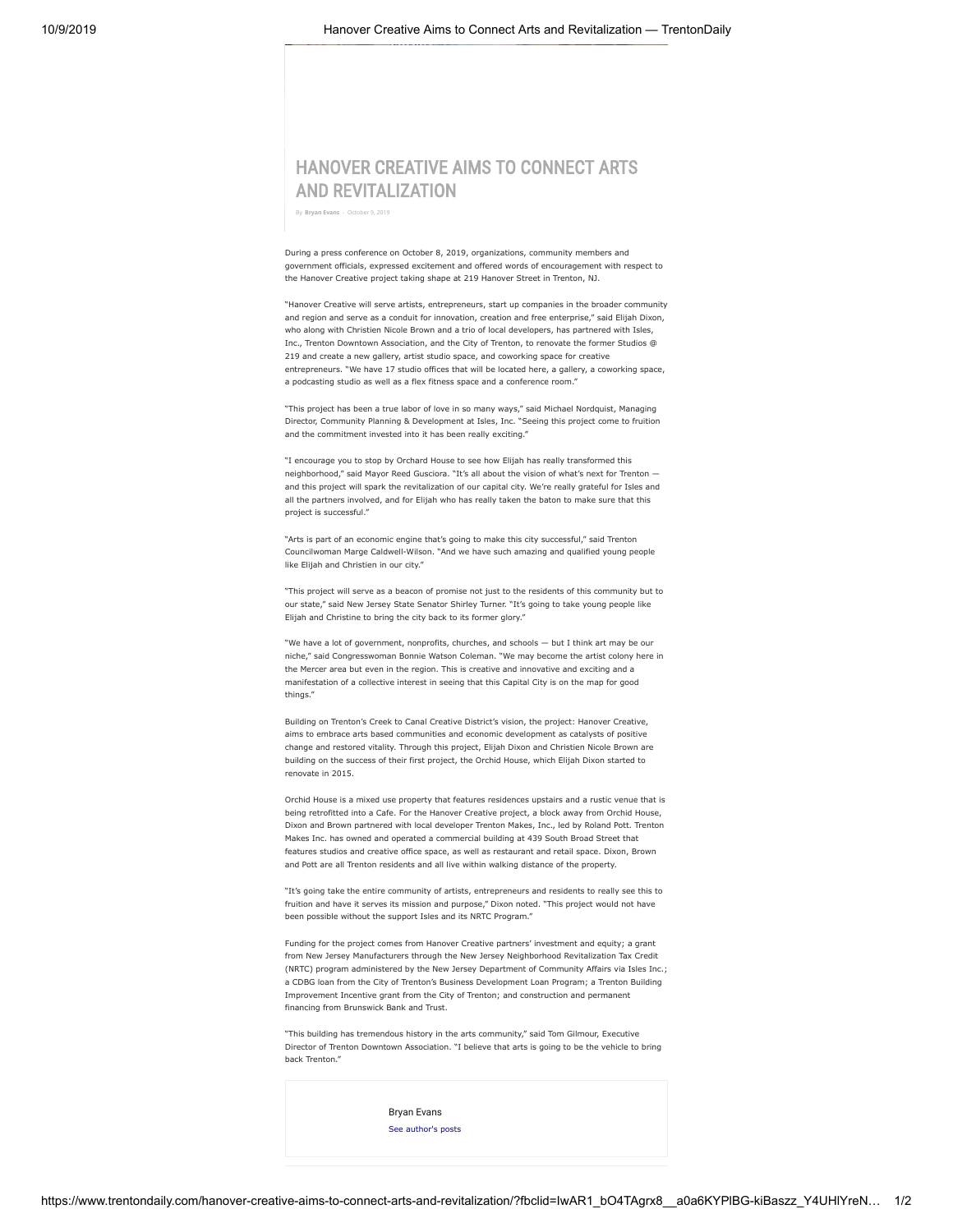# HANOVER CREATIVE AIMS TO CONNECT ARTS AND REVITALIZATION

By **Bryan Evans** - October 9, 2019

During a press conference on October 8, 2019, organizations, community members and government officials, expressed excitement and offered words of encouragement with respect to the Hanover Creative project taking shape at 219 Hanover Street in Trenton, NJ.

"Hanover Creative will serve artists, entrepreneurs, start up companies in the broader community and region and serve as a conduit for innovation, creation and free enterprise," said Elijah Dixon, who along with Christien Nicole Brown and a trio of local developers, has partnered with Isles, Inc., Trenton Downtown Association, and the City of Trenton, to renovate the former Studios @ 219 and create a new gallery, artist studio space, and coworking space for creative entrepreneurs. "We have 17 studio offices that will be located here, a gallery, a coworking space, a podcasting studio as well as a flex fitness space and a conference room."

"This project has been a true labor of love in so many ways," said Michael Nordquist, Managing Director, Community Planning & Development at Isles, Inc. "Seeing this project come to fruition and the commitment invested into it has been really exciting."

"I encourage you to stop by Orchard House to see how Elijah has really transformed this neighborhood," said Mayor Reed Gusciora. "It's all about the vision of what's next for Trenton — and this project will spark the revitalization of our capital city. We're really grateful for Isles and all the partners involved, and for Elijah who has really taken the baton to make sure that this project is successful."

"Arts is part of an economic engine that's going to make this city successful," said Trenton Councilwoman Marge Caldwell-Wilson. "And we have such amazing and qualified young people like Elijah and Christien in our city."

"This project will serve as a beacon of promise not just to the residents of this community but to our state," said New Jersey State Senator Shirley Turner. "It's going to take young people like Elijah and Christine to bring the city back to its former glory."

"We have a lot of government, nonprofits, churches, and schools — but I think art may be our niche," said Congresswoman Bonnie Watson Coleman. "We may become the artist colony here in the Mercer area but even in the region. This is creative and innovative and exciting and a manifestation of a collective interest in seeing that this Capital City is on the map for good things."

Building on Trenton's Creek to Canal Creative District's vision, the project: Hanover Creative, aims to embrace arts based communities and economic development as catalysts of positive change and restored vitality. Through this project, Elijah Dixon and Christien Nicole Brown are building on the success of their first project, the Orchid House, which Elijah Dixon started to renovate in 2015.

Orchid House is a mixed use property that features residences upstairs and a rustic venue that is being retrofitted into a Cafe. For the Hanover Creative project, a block away from Orchid House, Dixon and Brown partnered with local developer Trenton Makes, Inc., led by Roland Pott. Trenton Makes Inc. has owned and operated a commercial building at 439 South Broad Street that features studios and creative office space, as well as restaurant and retail space. Dixon, Brown and Pott are all Trenton residents and all live within walking distance of the property.

"It's going take the entire community of artists, entrepreneurs and residents to really see this to fruition and have it serves its mission and purpose," Dixon noted. "This project would not have been possible without the support Isles and its NRTC Program."

Funding for the project comes from Hanover Creative partners' investment and equity; a grant from New Jersey Manufacturers through the New Jersey Neighborhood Revitalization Tax Credit (NRTC) program administered by the New Jersey Department of Community Affairs via Isles Inc.; a CDBG loan from the City of Trenton's Business Development Loan Program; a Trenton Building Improvement Incentive grant from the City of Trenton; and construction and permanent financing from Brunswick Bank and Trust.

"This building has tremendous history in the arts community," said Tom Gilmour, Executive Director of Trenton Downtown Association. "I believe that arts is going to be the vehicle to bring back Trenton."

Bryan Evans

See author's posts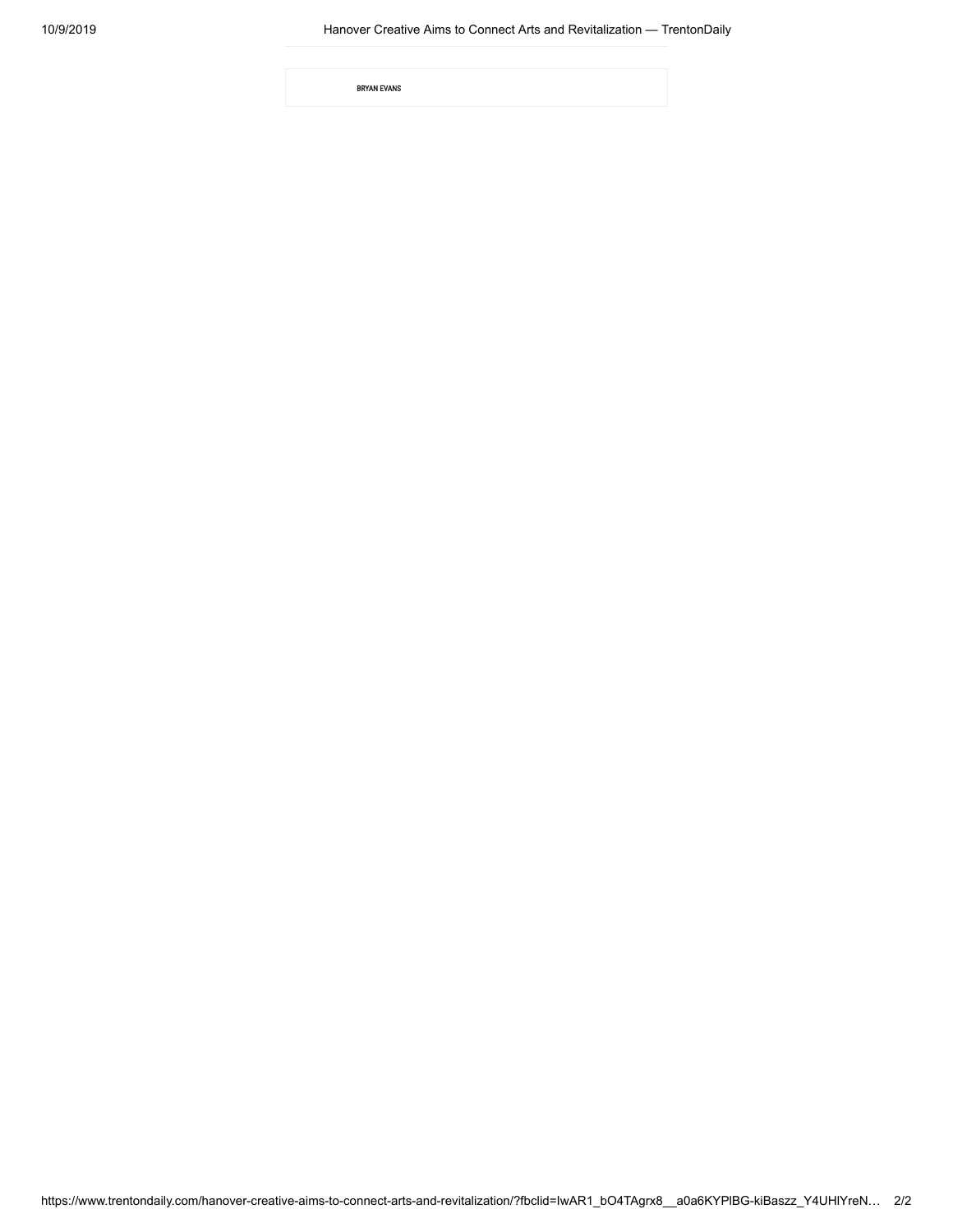BRYAN EVANS